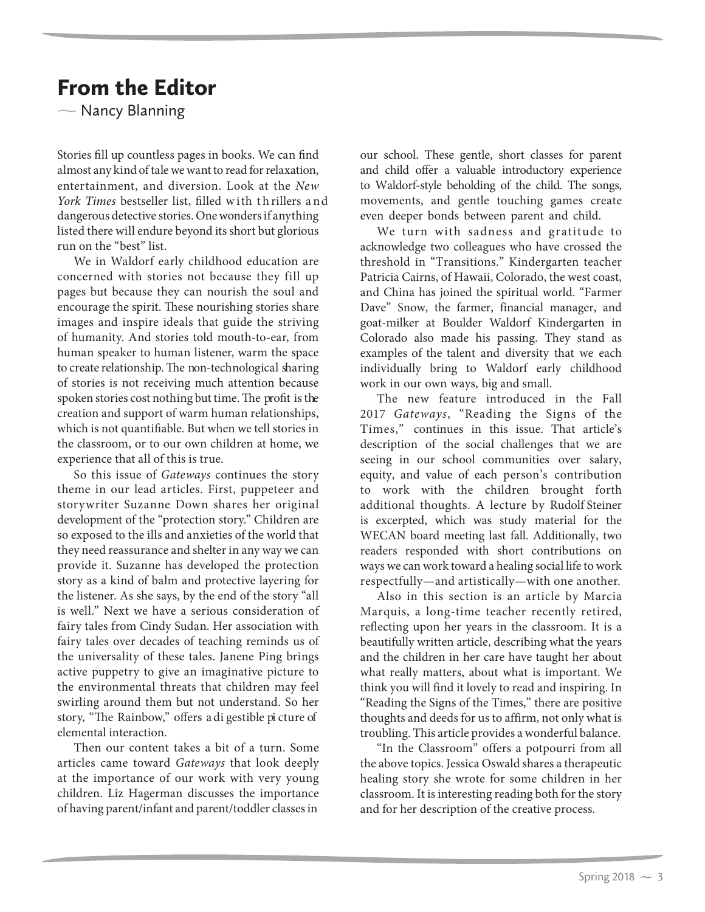# From the Editor

— Nancy Blanning

Stories fill up countless pages in books. We can find almost any kind of tale we want to read for relaxation, entertainment, and diversion. Look at the *New York Times* bestseller list, filled with thrillers and dangerous detective stories. One wonders if anything listed there will endure beyond its short but glorious run on the "best" list.

We in Waldorf early childhood education are concerned with stories not because they fill up pages but because they can nourish the soul and encourage the spirit. These nourishing stories share images and inspire ideals that guide the striving of humanity. And stories told mouth-to-ear, from human speaker to human listener, warm the space to create relationship. The non-technological sharing of stories is not receiving much attention because spoken stories cost nothing but time. The profit is the creation and support of warm human relationships, which is not quantifiable. But when we tell stories in the classroom, or to our own children at home, we experience that all of this is true.

So this issue of *Gateways* continues the story theme in our lead articles. First, puppeteer and storywriter Suzanne Down shares her original development of the "protection story." Children are so exposed to the ills and anxieties of the world that they need reassurance and shelter in any way we can provide it. Suzanne has developed the protection story as a kind of balm and protective layering for the listener. As she says, by the end of the story "all is well." Next we have a serious consideration of fairy tales from Cindy Sudan. Her association with fairy tales over decades of teaching reminds us of the universality of these tales. Janene Ping brings active puppetry to give an imaginative picture to the environmental threats that children may feel swirling around them but not understand. So her story, "The Rainbow," offers a digestible picture of elemental interaction.

Then our content takes a bit of a turn. Some articles came toward *Gateways* that look deeply at the importance of our work with very young children. Liz Hagerman discusses the importance of having parent/infant and parent/toddler classes in our school. These gentle, short classes for parent and child offer a valuable introductory experience to Waldorf-style beholding of the child. The songs, movements, and gentle touching games create even deeper bonds between parent and child.

We turn with sadness and gratitude to acknowledge two colleagues who have crossed the threshold in "Transitions." Kindergarten teacher Patricia Cairns, of Hawaii, Colorado, the west coast, and China has joined the spiritual world. "Farmer Dave" Snow, the farmer, financial manager, and goat-milker at Boulder Waldorf Kindergarten in Colorado also made his passing. They stand as examples of the talent and diversity that we each individually bring to Waldorf early childhood work in our own ways, big and small.

The new feature introduced in the Fall 2017 *Gateways*, "Reading the Signs of the Times," continues in this issue. That article's description of the social challenges that we are seeing in our school communities over salary, equity, and value of each person's contribution to work with the children brought forth additional thoughts. A lecture by Rudolf Steiner is excerpted, which was study material for the WECAN board meeting last fall. Additionally, two readers responded with short contributions on ways we can work toward a healing social life to work respectfully—and artistically—with one another.

Also in this section is an article by Marcia Marquis, a long-time teacher recently retired, reflecting upon her years in the classroom. It is a beautifully written article, describing what the years and the children in her care have taught her about what really matters, about what is important. We think you will find it lovely to read and inspiring. In "Reading the Signs of the Times," there are positive thoughts and deeds for us to affirm, not only what is troubling. This article provides a wonderful balance.

"In the Classroom" offers a potpourri from all the above topics. Jessica Oswald shares a therapeutic healing story she wrote for some children in her classroom. It is interesting reading both for the story and for her description of the creative process.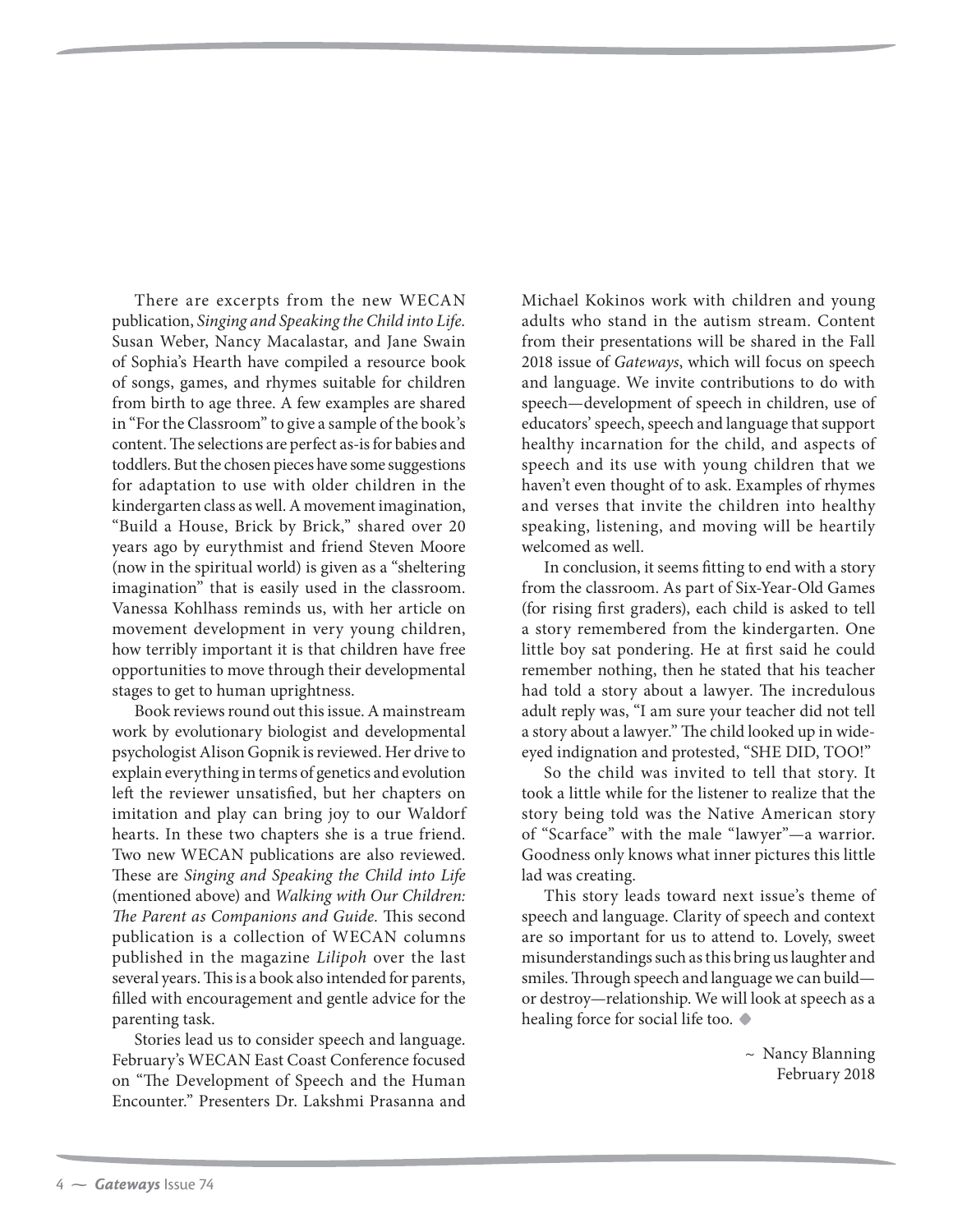There are excerpts from the new WECAN publication, *Singing and Speaking the Child into Life.* Susan Weber, Nancy Macalastar, and Jane Swain of Sophia's Hearth have compiled a resource book of songs, games, and rhymes suitable for children from birth to age three. A few examples are shared in "For the Classroom" to give a sample of the book's content. The selections are perfect as-is for babies and toddlers. But the chosen pieces have some suggestions for adaptation to use with older children in the kindergarten class as well. A movement imagination, "Build a House, Brick by Brick," shared over 20 years ago by eurythmist and friend Steven Moore (now in the spiritual world) is given as a "sheltering imagination" that is easily used in the classroom. Vanessa Kohlhass reminds us, with her article on movement development in very young children, how terribly important it is that children have free opportunities to move through their developmental stages to get to human uprightness.

Book reviews round out this issue. A mainstream work by evolutionary biologist and developmental psychologist Alison Gopnik is reviewed. Her drive to explain everything in terms of genetics and evolution left the reviewer unsatisfied, but her chapters on imitation and play can bring joy to our Waldorf hearts. In these two chapters she is a true friend. Two new WECAN publications are also reviewed. These are *Singing and Speaking the Child into Life* (mentioned above) and *Walking with Our Children: The Parent as Companions and Guide.* This second publication is a collection of WECAN columns published in the magazine *Lilipoh* over the last several years. This is a book also intended for parents, filled with encouragement and gentle advice for the parenting task.

Stories lead us to consider speech and language. February's WECAN East Coast Conference focused on "The Development of Speech and the Human Encounter." Presenters Dr. Lakshmi Prasanna and Michael Kokinos work with children and young adults who stand in the autism stream. Content from their presentations will be shared in the Fall 2018 issue of *Gateways*, which will focus on speech and language. We invite contributions to do with speech—development of speech in children, use of educators' speech, speech and language that support healthy incarnation for the child, and aspects of speech and its use with young children that we haven't even thought of to ask. Examples of rhymes and verses that invite the children into healthy speaking, listening, and moving will be heartily welcomed as well.

In conclusion, it seems fitting to end with a story from the classroom. As part of Six-Year-Old Games (for rising first graders), each child is asked to tell a story remembered from the kindergarten. One little boy sat pondering. He at first said he could remember nothing, then he stated that his teacher had told a story about a lawyer. The incredulous adult reply was, "I am sure your teacher did not tell a story about a lawyer." The child looked up in wide-eyed indignation and protested, "SHE DID, TOO!"

So the child was invited to tell that story. It took a little while for the listener to realize that the story being told was the Native American story of "Scarface" with the male "lawyer"—a warrior. Goodness only knows what inner pictures this little lad was creating.

This story leads toward next issue's theme of speech and language. Clarity of speech and context are so important for us to attend to. Lovely, sweet misunderstandings such as this bring us laughter and smiles. Through speech and language we can build—or destroy—relationship. We will look at speech as a healing force for social life too. ◆

~ Nancy Blanning
February 2018